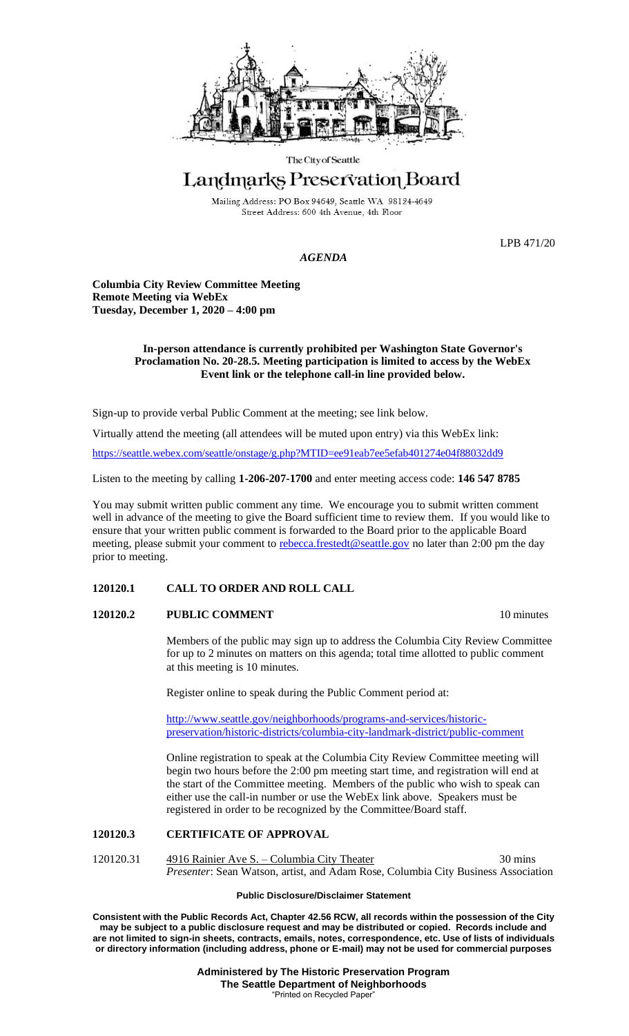The City of Seattle

# Landmarks Preservation Board

Mailing Address: PO Box 94649, Seattle WA 98124-4649
Street Address: 600 4th Avenue, 4th Floor

LPB 471/20

## *AGENDA*

**Columbia City Review Committee Meeting**
**Remote Meeting via WebEx**
**Tuesday, December 1, 2020 – 4:00 pm**

**In-person attendance is currently prohibited per Washington State Governor's Proclamation No. 20-28.5. Meeting participation is limited to access by the WebEx Event link or the telephone call-in line provided below.**

Sign-up to provide verbal Public Comment at the meeting; see link below.

Virtually attend the meeting (all attendees will be muted upon entry) via this WebEx link:

https://seattle.webex.com/seattle/onstage/g.php?MTID=ee91eab7ee5efab401274e04f88032dd9

Listen to the meeting by calling **1-206-207-1700** and enter meeting access code: **146 547 8785**

You may submit written public comment any time. We encourage you to submit written comment well in advance of the meeting to give the Board sufficient time to review them. If you would like to ensure that your written public comment is forwarded to the Board prior to the applicable Board meeting, please submit your comment to rebecca.frestedt@seattle.gov no later than 2:00 pm the day prior to meeting.

**120120.1 CALL TO ORDER AND ROLL CALL**

**120120.2 PUBLIC COMMENT** 10 minutes

Members of the public may sign up to address the Columbia City Review Committee for up to 2 minutes on matters on this agenda; total time allotted to public comment at this meeting is 10 minutes.

Register online to speak during the Public Comment period at:

http://www.seattle.gov/neighborhoods/programs-and-services/historic-preservation/historic-districts/columbia-city-landmark-district/public-comment

Online registration to speak at the Columbia City Review Committee meeting will begin two hours before the 2:00 pm meeting start time, and registration will end at the start of the Committee meeting. Members of the public who wish to speak can either use the call-in number or use the WebEx link above. Speakers must be registered in order to be recognized by the Committee/Board staff.

**120120.3 CERTIFICATE OF APPROVAL**

120120.31 4916 Rainier Ave S. – Columbia City Theater 30 mins
*Presenter*: Sean Watson, artist, and Adam Rose, Columbia City Business Association

**Public Disclosure/Disclaimer Statement**

**Consistent with the Public Records Act, Chapter 42.56 RCW, all records within the possession of the City may be subject to a public disclosure request and may be distributed or copied. Records include and are not limited to sign-in sheets, contracts, emails, notes, correspondence, etc. Use of lists of individuals or directory information (including address, phone or E-mail) may not be used for commercial purposes**

**Administered by The Historic Preservation Program**
**The Seattle Department of Neighborhoods**
"Printed on Recycled Paper"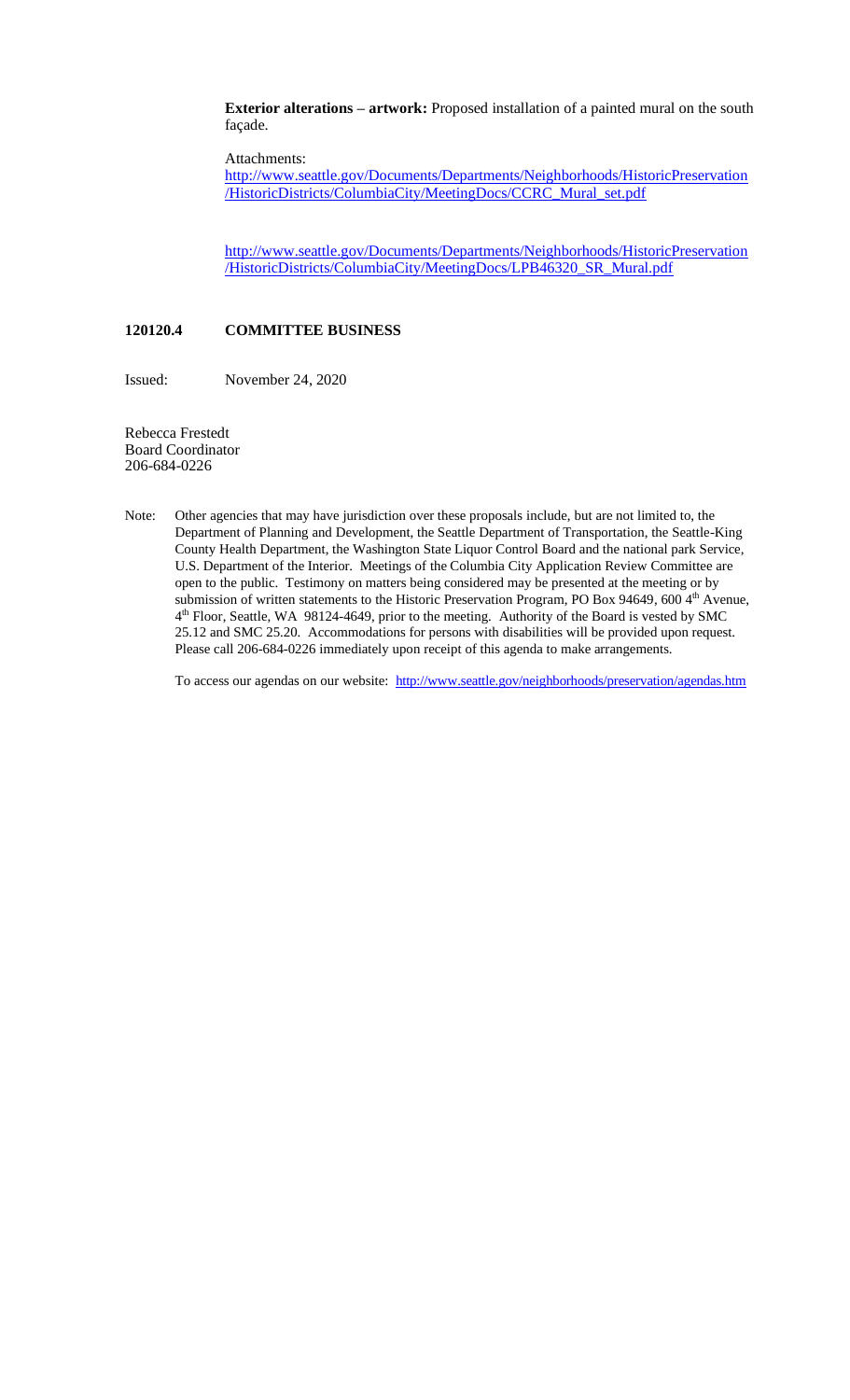**Exterior alterations – artwork:** Proposed installation of a painted mural on the south façade.

Attachments:
http://www.seattle.gov/Documents/Departments/Neighborhoods/HistoricPreservation/HistoricDistricts/ColumbiaCity/MeetingDocs/CCRC_Mural_set.pdf

http://www.seattle.gov/Documents/Departments/Neighborhoods/HistoricPreservation/HistoricDistricts/ColumbiaCity/MeetingDocs/LPB46320_SR_Mural.pdf

## 120120.4 COMMITTEE BUSINESS

Issued: November 24, 2020

Rebecca Frestedt
Board Coordinator
206-684-0226

Note: Other agencies that may have jurisdiction over these proposals include, but are not limited to, the Department of Planning and Development, the Seattle Department of Transportation, the Seattle-King County Health Department, the Washington State Liquor Control Board and the national park Service, U.S. Department of the Interior. Meetings of the Columbia City Application Review Committee are open to the public. Testimony on matters being considered may be presented at the meeting or by submission of written statements to the Historic Preservation Program, PO Box 94649, 600 4th Avenue, 4th Floor, Seattle, WA 98124-4649, prior to the meeting. Authority of the Board is vested by SMC 25.12 and SMC 25.20. Accommodations for persons with disabilities will be provided upon request. Please call 206-684-0226 immediately upon receipt of this agenda to make arrangements.

To access our agendas on our website: http://www.seattle.gov/neighborhoods/preservation/agendas.htm